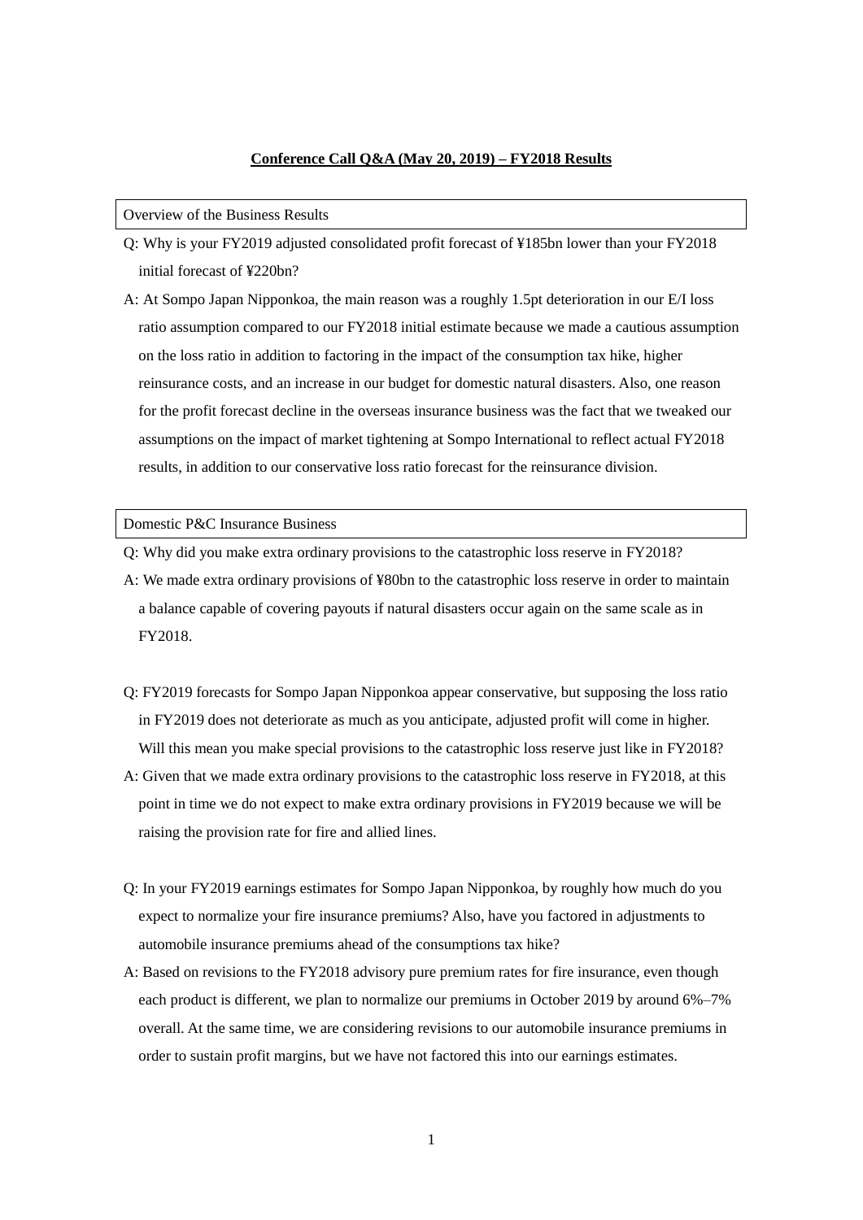**Conference Call Q&A (May 20, 2019) – FY2018 Results**

## Overview of the Business Results

Q: Why is your FY2019 adjusted consolidated profit forecast of ¥185bn lower than your FY2018 initial forecast of ¥220bn?

A: At Sompo Japan Nipponkoa, the main reason was a roughly 1.5pt deterioration in our E/I loss ratio assumption compared to our FY2018 initial estimate because we made a cautious assumption on the loss ratio in addition to factoring in the impact of the consumption tax hike, higher reinsurance costs, and an increase in our budget for domestic natural disasters. Also, one reason for the profit forecast decline in the overseas insurance business was the fact that we tweaked our assumptions on the impact of market tightening at Sompo International to reflect actual FY2018 results, in addition to our conservative loss ratio forecast for the reinsurance division.

## Domestic P&C Insurance Business

Q: Why did you make extra ordinary provisions to the catastrophic loss reserve in FY2018?

A: We made extra ordinary provisions of ¥80bn to the catastrophic loss reserve in order to maintain a balance capable of covering payouts if natural disasters occur again on the same scale as in FY2018.

Q: FY2019 forecasts for Sompo Japan Nipponkoa appear conservative, but supposing the loss ratio in FY2019 does not deteriorate as much as you anticipate, adjusted profit will come in higher. Will this mean you make special provisions to the catastrophic loss reserve just like in FY2018?

A: Given that we made extra ordinary provisions to the catastrophic loss reserve in FY2018, at this point in time we do not expect to make extra ordinary provisions in FY2019 because we will be raising the provision rate for fire and allied lines.

Q: In your FY2019 earnings estimates for Sompo Japan Nipponkoa, by roughly how much do you expect to normalize your fire insurance premiums? Also, have you factored in adjustments to automobile insurance premiums ahead of the consumptions tax hike?

A: Based on revisions to the FY2018 advisory pure premium rates for fire insurance, even though each product is different, we plan to normalize our premiums in October 2019 by around 6%–7% overall. At the same time, we are considering revisions to our automobile insurance premiums in order to sustain profit margins, but we have not factored this into our earnings estimates.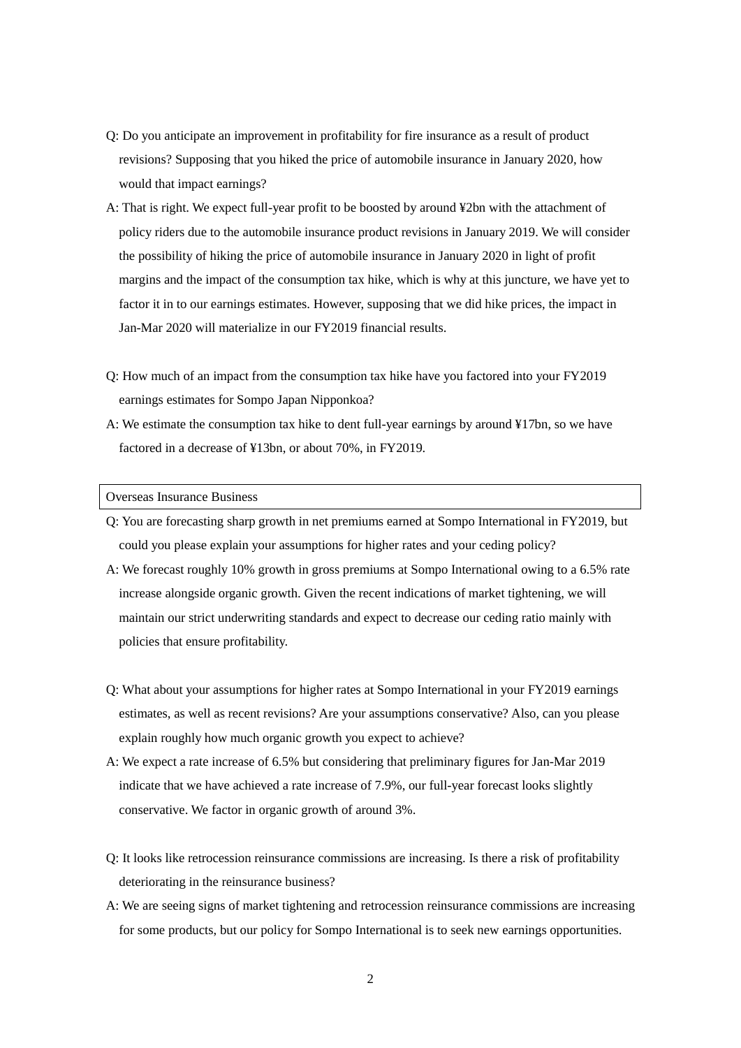Q: Do you anticipate an improvement in profitability for fire insurance as a result of product revisions? Supposing that you hiked the price of automobile insurance in January 2020, how would that impact earnings?

A: That is right. We expect full-year profit to be boosted by around ¥2bn with the attachment of policy riders due to the automobile insurance product revisions in January 2019. We will consider the possibility of hiking the price of automobile insurance in January 2020 in light of profit margins and the impact of the consumption tax hike, which is why at this juncture, we have yet to factor it in to our earnings estimates. However, supposing that we did hike prices, the impact in Jan-Mar 2020 will materialize in our FY2019 financial results.

Q: How much of an impact from the consumption tax hike have you factored into your FY2019 earnings estimates for Sompo Japan Nipponkoa?

A: We estimate the consumption tax hike to dent full-year earnings by around ¥17bn, so we have factored in a decrease of ¥13bn, or about 70%, in FY2019.

## Overseas Insurance Business

Q: You are forecasting sharp growth in net premiums earned at Sompo International in FY2019, but could you please explain your assumptions for higher rates and your ceding policy?

A: We forecast roughly 10% growth in gross premiums at Sompo International owing to a 6.5% rate increase alongside organic growth. Given the recent indications of market tightening, we will maintain our strict underwriting standards and expect to decrease our ceding ratio mainly with policies that ensure profitability.

Q: What about your assumptions for higher rates at Sompo International in your FY2019 earnings estimates, as well as recent revisions? Are your assumptions conservative? Also, can you please explain roughly how much organic growth you expect to achieve?

A: We expect a rate increase of 6.5% but considering that preliminary figures for Jan-Mar 2019 indicate that we have achieved a rate increase of 7.9%, our full-year forecast looks slightly conservative. We factor in organic growth of around 3%.

Q: It looks like retrocession reinsurance commissions are increasing. Is there a risk of profitability deteriorating in the reinsurance business?

A: We are seeing signs of market tightening and retrocession reinsurance commissions are increasing for some products, but our policy for Sompo International is to seek new earnings opportunities.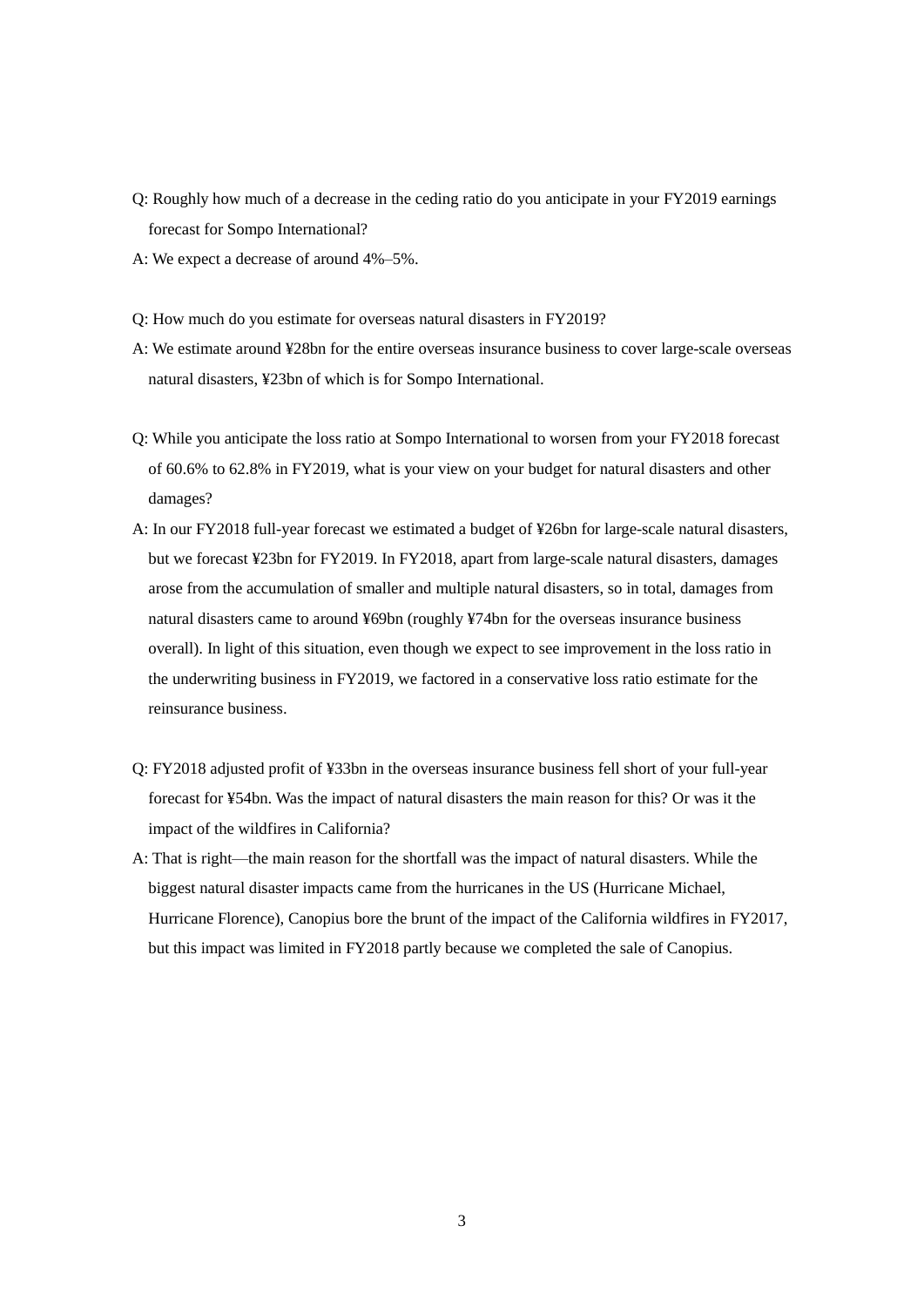Q: Roughly how much of a decrease in the ceding ratio do you anticipate in your FY2019 earnings forecast for Sompo International?

A: We expect a decrease of around 4%–5%.

Q: How much do you estimate for overseas natural disasters in FY2019?

A: We estimate around ¥28bn for the entire overseas insurance business to cover large-scale overseas natural disasters, ¥23bn of which is for Sompo International.

Q: While you anticipate the loss ratio at Sompo International to worsen from your FY2018 forecast of 60.6% to 62.8% in FY2019, what is your view on your budget for natural disasters and other damages?

A: In our FY2018 full-year forecast we estimated a budget of ¥26bn for large-scale natural disasters, but we forecast ¥23bn for FY2019. In FY2018, apart from large-scale natural disasters, damages arose from the accumulation of smaller and multiple natural disasters, so in total, damages from natural disasters came to around ¥69bn (roughly ¥74bn for the overseas insurance business overall). In light of this situation, even though we expect to see improvement in the loss ratio in the underwriting business in FY2019, we factored in a conservative loss ratio estimate for the reinsurance business.

Q: FY2018 adjusted profit of ¥33bn in the overseas insurance business fell short of your full-year forecast for ¥54bn. Was the impact of natural disasters the main reason for this? Or was it the impact of the wildfires in California?

A: That is right—the main reason for the shortfall was the impact of natural disasters. While the biggest natural disaster impacts came from the hurricanes in the US (Hurricane Michael, Hurricane Florence), Canopius bore the brunt of the impact of the California wildfires in FY2017, but this impact was limited in FY2018 partly because we completed the sale of Canopius.